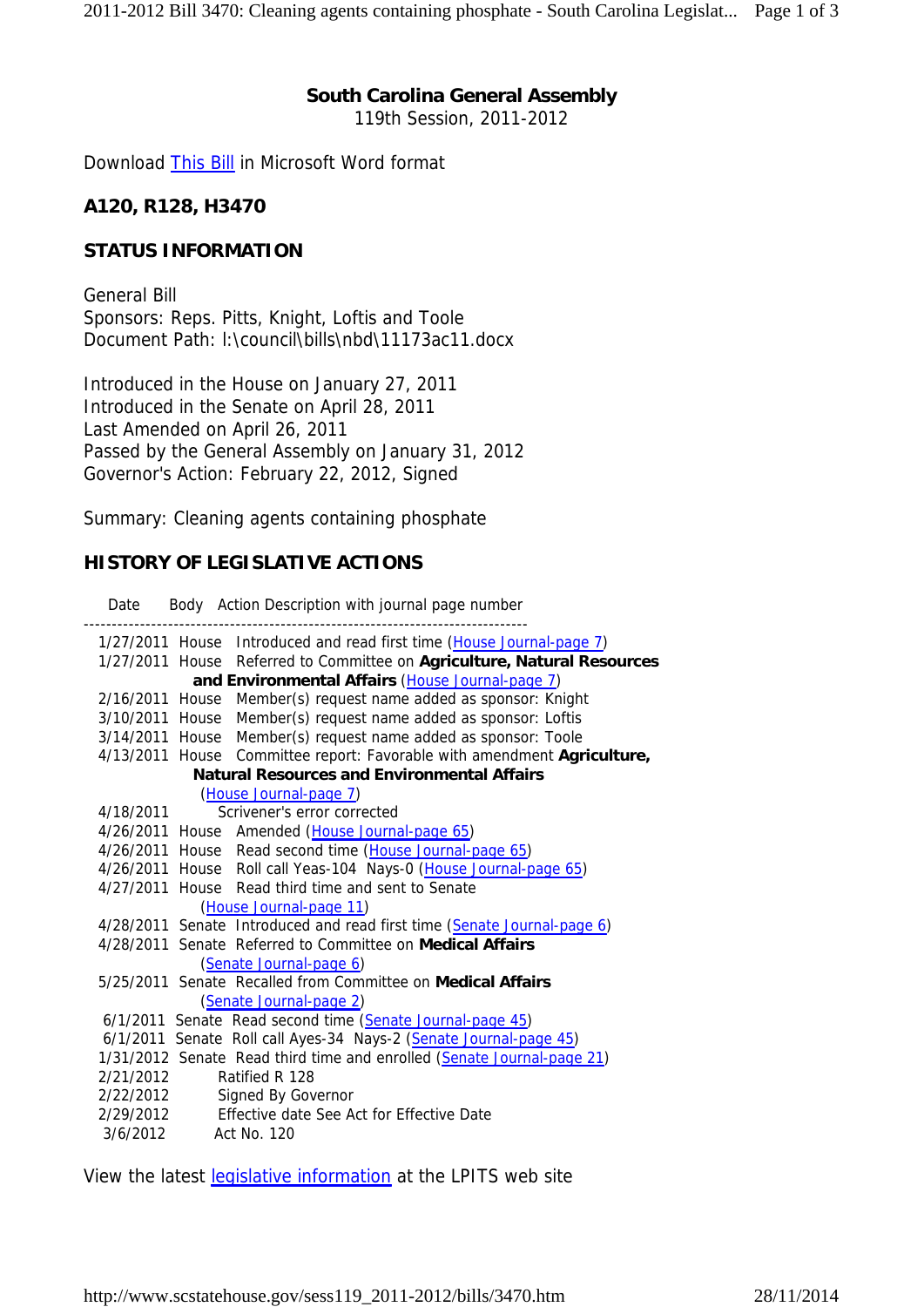## South Carolina General Assembly

119th Session, 2011-2012

Download This Bill in Microsoft Word format

### A120, R128, H3470

### STATUS INFORMATION

General Bill
Sponsors: Reps. Pitts, Knight, Loftis and Toole
Document Path: l:\council\bills\nbd\11173ac11.docx

Introduced in the House on January 27, 2011
Introduced in the Senate on April 28, 2011
Last Amended on April 26, 2011
Passed by the General Assembly on January 31, 2012
Governor's Action: February 22, 2012, Signed

Summary: Cleaning agents containing phosphate

### HISTORY OF LEGISLATIVE ACTIONS

| Date | Body | Action Description with journal page number |
|---|---|---|
| 1/27/2011 | House | Introduced and read first time (House Journal-page 7) |
| 1/27/2011 | House | Referred to Committee on **Agriculture, Natural Resources and Environmental Affairs** (House Journal-page 7) |
| 2/16/2011 | House | Member(s) request name added as sponsor: Knight |
| 3/10/2011 | House | Member(s) request name added as sponsor: Loftis |
| 3/14/2011 | House | Member(s) request name added as sponsor: Toole |
| 4/13/2011 | House | Committee report: Favorable with amendment **Agriculture, Natural Resources and Environmental Affairs** (House Journal-page 7) |
| 4/18/2011 | | Scrivener's error corrected |
| 4/26/2011 | House | Amended (House Journal-page 65) |
| 4/26/2011 | House | Read second time (House Journal-page 65) |
| 4/26/2011 | House | Roll call Yeas-104 Nays-0 (House Journal-page 65) |
| 4/27/2011 | House | Read third time and sent to Senate (House Journal-page 11) |
| 4/28/2011 | Senate | Introduced and read first time (Senate Journal-page 6) |
| 4/28/2011 | Senate | Referred to Committee on **Medical Affairs** (Senate Journal-page 6) |
| 5/25/2011 | Senate | Recalled from Committee on **Medical Affairs** (Senate Journal-page 2) |
| 6/1/2011 | Senate | Read second time (Senate Journal-page 45) |
| 6/1/2011 | Senate | Roll call Ayes-34 Nays-2 (Senate Journal-page 45) |
| 1/31/2012 | Senate | Read third time and enrolled (Senate Journal-page 21) |
| 2/21/2012 | | Ratified R 128 |
| 2/22/2012 | | Signed By Governor |
| 2/29/2012 | | Effective date See Act for Effective Date |
| 3/6/2012 | | Act No. 120 |

View the latest legislative information at the LPITS web site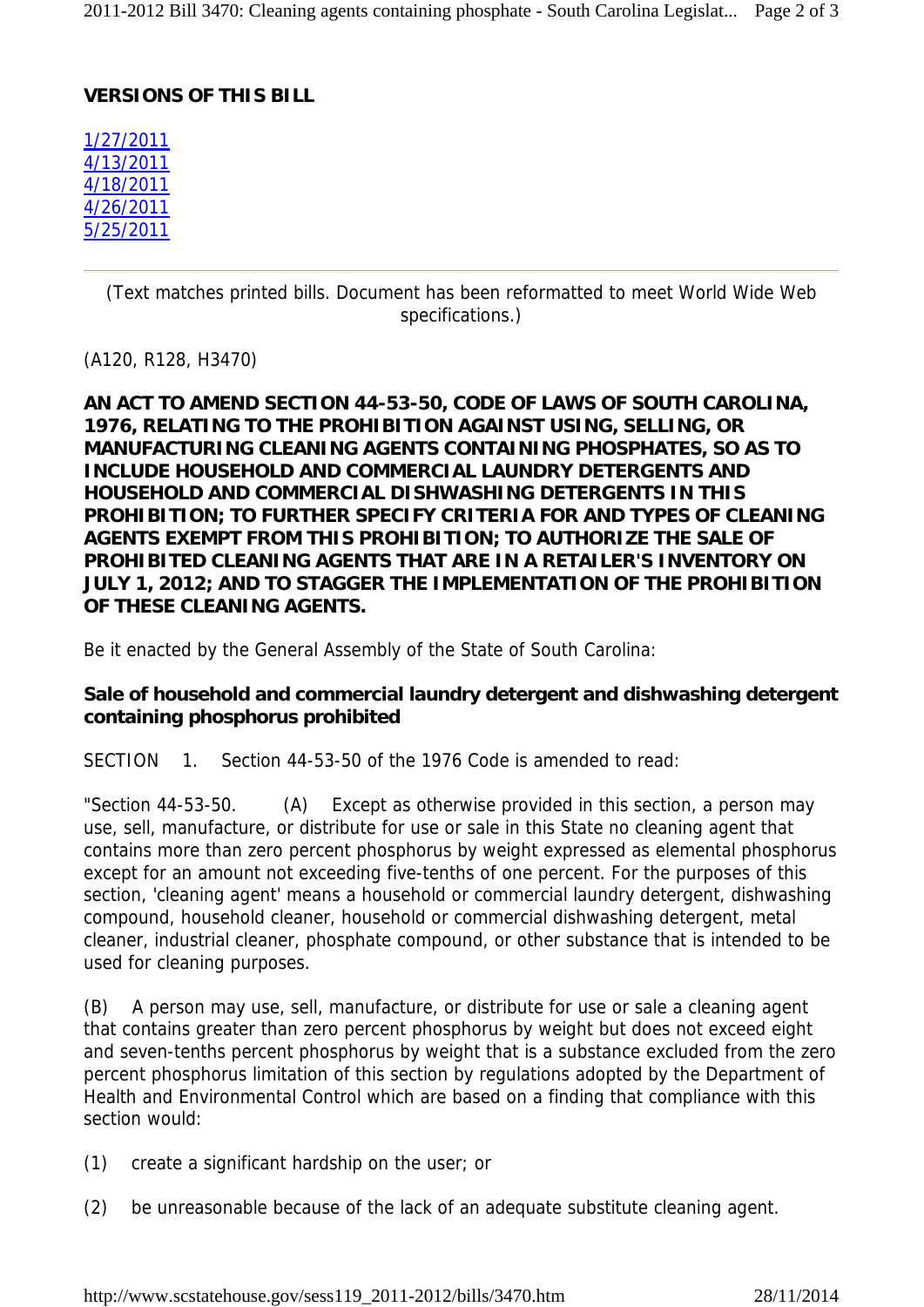**VERSIONS OF THIS BILL**

1/27/2011
4/13/2011
4/18/2011
4/26/2011
5/25/2011

---

(Text matches printed bills. Document has been reformatted to meet World Wide Web specifications.)

(A120, R128, H3470)

**AN ACT TO AMEND SECTION 44-53-50, CODE OF LAWS OF SOUTH CAROLINA, 1976, RELATING TO THE PROHIBITION AGAINST USING, SELLING, OR MANUFACTURING CLEANING AGENTS CONTAINING PHOSPHATES, SO AS TO INCLUDE HOUSEHOLD AND COMMERCIAL LAUNDRY DETERGENTS AND HOUSEHOLD AND COMMERCIAL DISHWASHING DETERGENTS IN THIS PROHIBITION; TO FURTHER SPECIFY CRITERIA FOR AND TYPES OF CLEANING AGENTS EXEMPT FROM THIS PROHIBITION; TO AUTHORIZE THE SALE OF PROHIBITED CLEANING AGENTS THAT ARE IN A RETAILER'S INVENTORY ON JULY 1, 2012; AND TO STAGGER THE IMPLEMENTATION OF THE PROHIBITION OF THESE CLEANING AGENTS.**

Be it enacted by the General Assembly of the State of South Carolina:

**Sale of household and commercial laundry detergent and dishwashing detergent containing phosphorus prohibited**

SECTION 1. Section 44-53-50 of the 1976 Code is amended to read:

"Section 44-53-50. (A) Except as otherwise provided in this section, a person may use, sell, manufacture, or distribute for use or sale in this State no cleaning agent that contains more than zero percent phosphorus by weight expressed as elemental phosphorus except for an amount not exceeding five-tenths of one percent. For the purposes of this section, 'cleaning agent' means a household or commercial laundry detergent, dishwashing compound, household cleaner, household or commercial dishwashing detergent, metal cleaner, industrial cleaner, phosphate compound, or other substance that is intended to be used for cleaning purposes.

(B) A person may use, sell, manufacture, or distribute for use or sale a cleaning agent that contains greater than zero percent phosphorus by weight but does not exceed eight and seven-tenths percent phosphorus by weight that is a substance excluded from the zero percent phosphorus limitation of this section by regulations adopted by the Department of Health and Environmental Control which are based on a finding that compliance with this section would:

(1) create a significant hardship on the user; or

(2) be unreasonable because of the lack of an adequate substitute cleaning agent.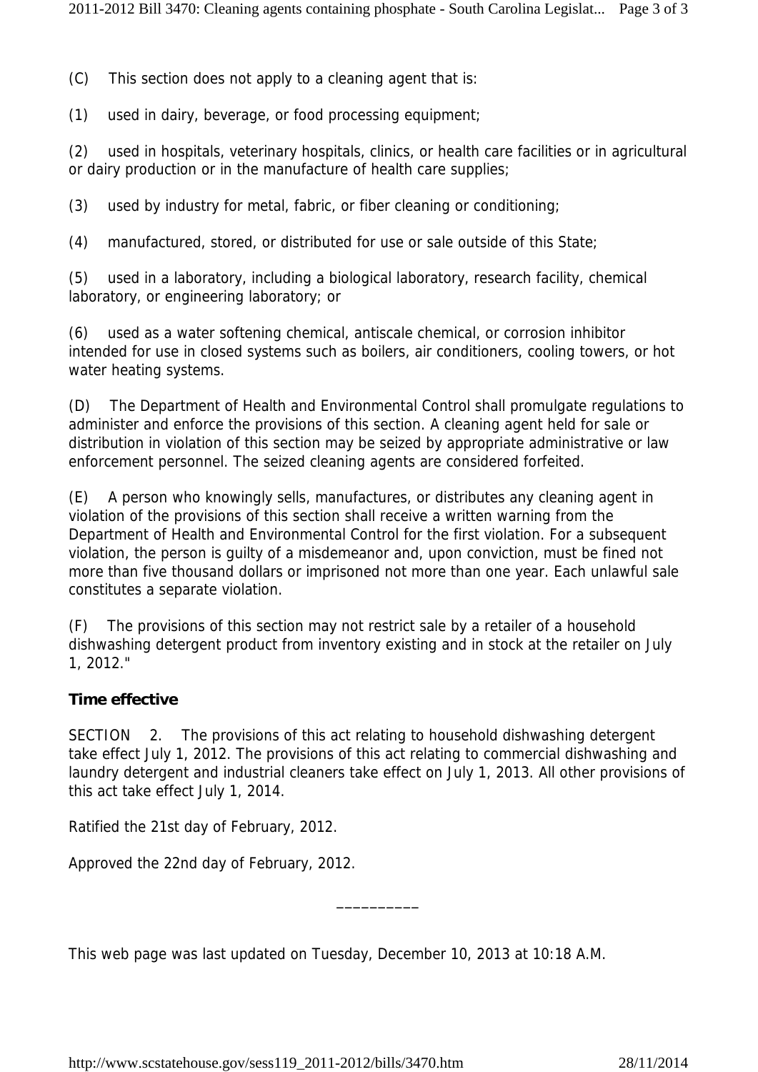(C) This section does not apply to a cleaning agent that is:

(1) used in dairy, beverage, or food processing equipment;

(2) used in hospitals, veterinary hospitals, clinics, or health care facilities or in agricultural or dairy production or in the manufacture of health care supplies;

(3) used by industry for metal, fabric, or fiber cleaning or conditioning;

(4) manufactured, stored, or distributed for use or sale outside of this State;

(5) used in a laboratory, including a biological laboratory, research facility, chemical laboratory, or engineering laboratory; or

(6) used as a water softening chemical, antiscale chemical, or corrosion inhibitor intended for use in closed systems such as boilers, air conditioners, cooling towers, or hot water heating systems.

(D) The Department of Health and Environmental Control shall promulgate regulations to administer and enforce the provisions of this section. A cleaning agent held for sale or distribution in violation of this section may be seized by appropriate administrative or law enforcement personnel. The seized cleaning agents are considered forfeited.

(E) A person who knowingly sells, manufactures, or distributes any cleaning agent in violation of the provisions of this section shall receive a written warning from the Department of Health and Environmental Control for the first violation. For a subsequent violation, the person is guilty of a misdemeanor and, upon conviction, must be fined not more than five thousand dollars or imprisoned not more than one year. Each unlawful sale constitutes a separate violation.

(F) The provisions of this section may not restrict sale by a retailer of a household dishwashing detergent product from inventory existing and in stock at the retailer on July 1, 2012."

**Time effective**

SECTION 2. The provisions of this act relating to household dishwashing detergent take effect July 1, 2012. The provisions of this act relating to commercial dishwashing and laundry detergent and industrial cleaners take effect on July 1, 2013. All other provisions of this act take effect July 1, 2014.

Ratified the 21st day of February, 2012.

Approved the 22nd day of February, 2012.

__________

This web page was last updated on Tuesday, December 10, 2013 at 10:18 A.M.